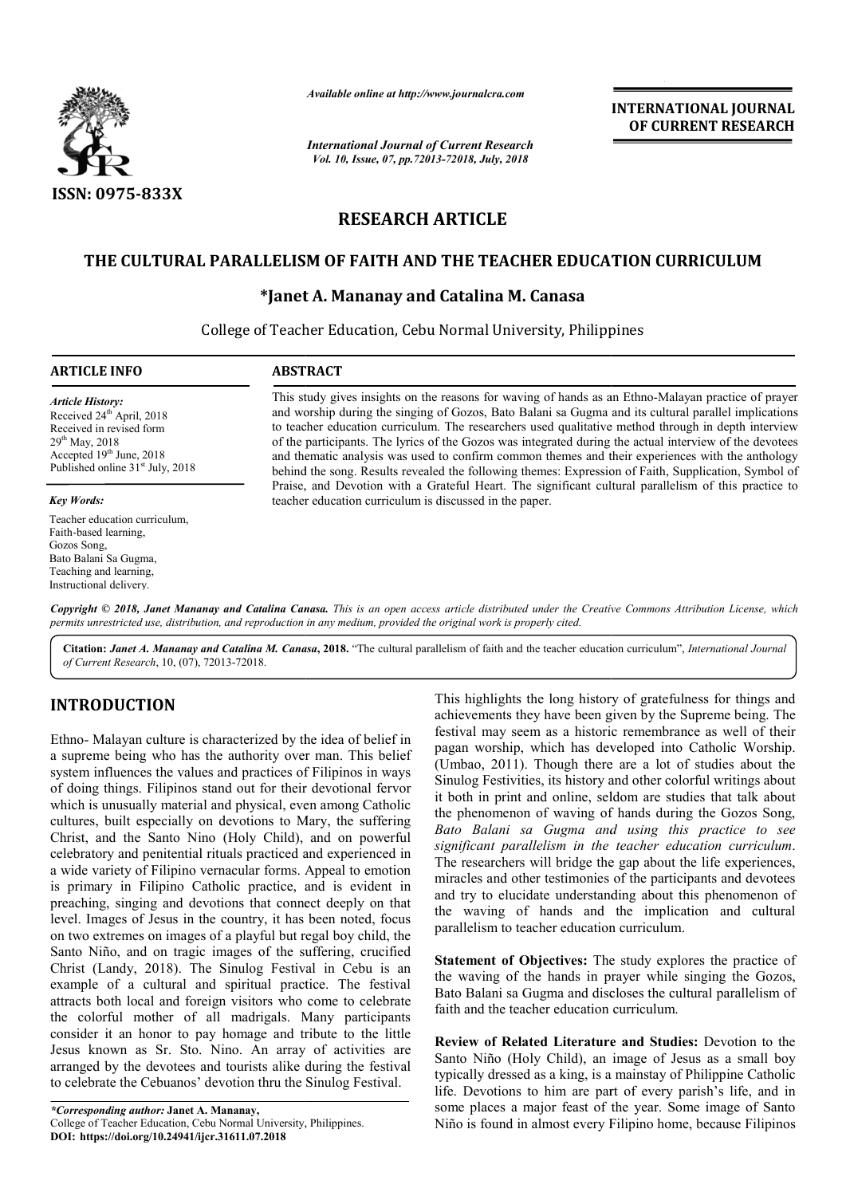*Available online at http://www.journalcra.com*

*International Journal of Current Research*
*Vol. 10, Issue, 07, pp.72013-72018, July, 2018*

**INTERNATIONAL JOURNAL OF CURRENT RESEARCH**

ISSN: 0975-833X

## RESEARCH ARTICLE

# THE CULTURAL PARALLELISM OF FAITH AND THE TEACHER EDUCATION CURRICULUM

**\*Janet A. Mananay and Catalina M. Canasa**

College of Teacher Education, Cebu Normal University, Philippines

**ARTICLE INFO**

*Article History:*
Received 24th April, 2018
Received in revised form 29th May, 2018
Accepted 19th June, 2018
Published online 31st July, 2018

*Key Words:*
Teacher education curriculum,
Faith-based learning,
Gozos Song,
Bato Balani Sa Gugma,
Teaching and learning,
Instructional delivery.

**ABSTRACT**

This study gives insights on the reasons for waving of hands as an Ethno-Malayan practice of prayer and worship during the singing of Gozos, Bato Balani sa Gugma and its cultural parallel implications to teacher education curriculum. The researchers used qualitative method through in depth interview of the participants. The lyrics of the Gozos was integrated during the actual interview of the devotees and thematic analysis was used to confirm common themes and their experiences with the anthology behind the song. Results revealed the following themes: Expression of Faith, Supplication, Symbol of Praise, and Devotion with a Grateful Heart. The significant cultural parallelism of this practice to teacher education curriculum is discussed in the paper.

*Copyright © 2018, Janet Mananay and Catalina Canasa. This is an open access article distributed under the Creative Commons Attribution License, which permits unrestricted use, distribution, and reproduction in any medium, provided the original work is properly cited.*

**Citation:** *Janet A. Mananay and Catalina M. Canasa*, **2018.** "The cultural parallelism of faith and the teacher education curriculum", *International Journal of Current Research*, 10, (07), 72013-72018.

## INTRODUCTION

Ethno- Malayan culture is characterized by the idea of belief in a supreme being who has the authority over man. This belief system influences the values and practices of Filipinos in ways of doing things. Filipinos stand out for their devotional fervor which is unusually material and physical, even among Catholic cultures, built especially on devotions to Mary, the suffering Christ, and the Santo Nino (Holy Child), and on powerful celebratory and penitential rituals practiced and experienced in a wide variety of Filipino vernacular forms. Appeal to emotion is primary in Filipino Catholic practice, and is evident in preaching, singing and devotions that connect deeply on that level. Images of Jesus in the country, it has been noted, focus on two extremes on images of a playful but regal boy child, the Santo Niño, and on tragic images of the suffering, crucified Christ (Landy, 2018). The Sinulog Festival in Cebu is an example of a cultural and spiritual practice. The festival attracts both local and foreign visitors who come to celebrate the colorful mother of all madrigals. Many participants consider it an honor to pay homage and tribute to the little Jesus known as Sr. Sto. Nino. An array of activities are arranged by the devotees and tourists alike during the festival to celebrate the Cebuanos' devotion thru the Sinulog Festival.

This highlights the long history of gratefulness for things and achievements they have been given by the Supreme being. The festival may seem as a historic remembrance as well of their pagan worship, which has developed into Catholic Worship. (Umbao, 2011). Though there are a lot of studies about the Sinulog Festivities, its history and other colorful writings about it both in print and online, seldom are studies that talk about the phenomenon of waving of hands during the Gozos Song, *Bato Balani sa Gugma and using this practice to see significant parallelism in the teacher education curriculum*. The researchers will bridge the gap about the life experiences, miracles and other testimonies of the participants and devotees and try to elucidate understanding about this phenomenon of the waving of hands and the implication and cultural parallelism to teacher education curriculum.

**Statement of Objectives:** The study explores the practice of the waving of the hands in prayer while singing the Gozos, Bato Balani sa Gugma and discloses the cultural parallelism of faith and the teacher education curriculum.

**Review of Related Literature and Studies:** Devotion to the Santo Niño (Holy Child), an image of Jesus as a small boy typically dressed as a king, is a mainstay of Philippine Catholic life. Devotions to him are part of every parish's life, and in some places a major feast of the year. Some image of Santo Niño is found in almost every Filipino home, because Filipinos

*\*Corresponding author:* **Janet A. Mananay,**
College of Teacher Education, Cebu Normal University, Philippines.
**DOI: https://doi.org/10.24941/ijcr.31611.07.2018**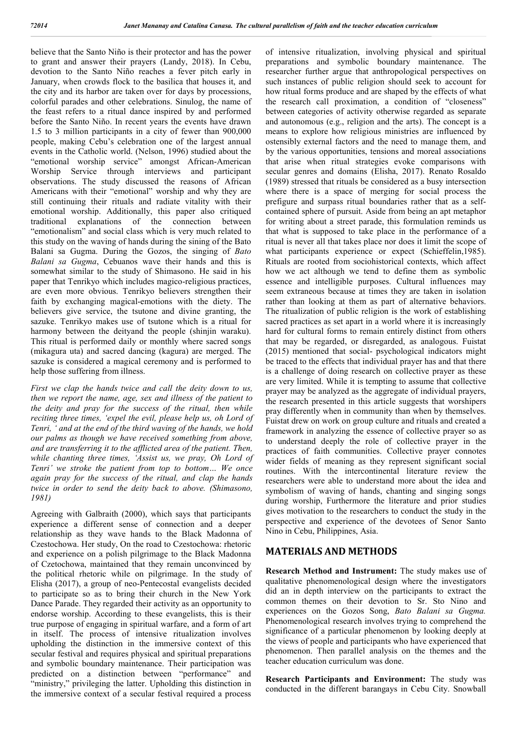believe that the Santo Niño is their protector and has the power to grant and answer their prayers (Landy, 2018). In Cebu, devotion to the Santo Niño reaches a fever pitch early in January, when crowds flock to the basilica that houses it, and the city and its harbor are taken over for days by processions, colorful parades and other celebrations. Sinulog, the name of the feast refers to a ritual dance inspired by and performed before the Santo Niño. In recent years the events have drawn 1.5 to 3 million participants in a city of fewer than 900,000 people, making Cebu's celebration one of the largest annual events in the Catholic world. (Nelson, 1996) studied about the "emotional worship service" amongst African-American Worship Service through interviews and participant observations. The study discussed the reasons of African Americans with their "emotional" worship and why they are still continuing their rituals and radiate vitality with their emotional worship. Additionally, this paper also critiqued traditional explanations of the connection between "emotionalism" and social class which is very much related to this study on the waving of hands during the sining of the Bato Balani sa Gugma. During the Gozos, the singing of *Bato Balani sa Gugma*, Cebuanos wave their hands and this is somewhat similar to the study of Shimasono. He said in his paper that Tenrikyo which includes magico-religious practices, are even more obvious. Tenrikyo believers strengthen their faith by exchanging magical-emotions with the diety. The believers give service, the tsutone and divine granting, the sazuke. Tenrikyo makes use of tsutone which is a ritual for harmony between the deityand the people (shinjin waraku). This ritual is performed daily or monthly where sacred songs (mikagura uta) and sacred dancing (kagura) are merged. The sazuke is considered a magical ceremony and is performed to help those suffering from illness.

*First we clap the hands twice and call the deity down to us, then we report the name, age, sex and illness of the patient to the deity and pray for the success of the ritual, then while reciting three times, 'expel the evil, please help us, oh Lord of Tenri, ' and at the end of the third waving of the hands, we hold our palms as though we have received something from above, and are transferring it to the afflicted area of the patient. Then, while chanting three times, 'Assist us, we pray, Oh Lord of Tenri' we stroke the patient from top to bottom… We once again pray for the success of the ritual, and clap the hands twice in order to send the deity back to above. (Shimasono, 1981)*

Agreeing with Galbraith (2000), which says that participants experience a different sense of connection and a deeper relationship as they wave hands to the Black Madonna of Czestochowa. Her study, On the road to Czestochowa: rhetoric and experience on a polish pilgrimage to the Black Madonna of Czetochowa, maintained that they remain unconvinced by the political rhetoric while on pilgrimage. In the study of Elisha (2017), a group of neo-Pentecostal evangelists decided to participate so as to bring their church in the New York Dance Parade. They regarded their activity as an opportunity to endorse worship. According to these evangelists, this is their true purpose of engaging in spiritual warfare, and a form of art in itself. The process of intensive ritualization involves upholding the distinction in the immersive context of this secular festival and requires physical and spiritual preparations and symbolic boundary maintenance. Their participation was predicted on a distinction between "performance" and "ministry," privileging the latter. Upholding this distinction in the immersive context of a secular festival required a process of intensive ritualization, involving physical and spiritual preparations and symbolic boundary maintenance. The researcher further argue that anthropological perspectives on such instances of public religion should seek to account for how ritual forms produce and are shaped by the effects of what the research call proximation, a condition of "closeness" between categories of activity otherwise regarded as separate and autonomous (e.g., religion and the arts). The concept is a means to explore how religious ministries are influenced by ostensibly external factors and the need to manage them, and by the various opportunities, tensions and moreal associations that arise when ritual strategies evoke comparisons with secular genres and domains (Elisha, 2017). Renato Rosaldo (1989) stressed that rituals be considered as a busy intersection where there is a space of merging for social process the prefigure and surpass ritual boundaries rather that as a self-contained sphere of pursuit. Aside from being an apt metaphor for writing about a street parade, this formulation reminds us that what is supposed to take place in the performance of a ritual is never all that takes place nor does it limit the scope of what participants experience or expect (Schieffelin,1985). Rituals are rooted from sociohistorical contexts, which affect how we act although we tend to define them as symbolic essence and intelligible purposes. Cultural influences may seem extraneous because at times they are taken in isolation rather than looking at them as part of alternative behaviors. The ritualization of public religion is the work of establishing sacred practices as set apart in a world where it is increasingly hard for cultural forms to remain entirely distinct from others that may be regarded, or disregarded, as analogous. Fuistat (2015) mentioned that social- psychological indicators might be traced to the effects that individual prayer has and that there is a challenge of doing research on collective prayer as these are very limited. While it is tempting to assume that collective prayer may be analyzed as the aggregate of individual prayers, the research presented in this article suggests that worshipers pray differently when in community than when by themselves. Fuistat drew on work on group culture and rituals and created a framework in analyzing the essence of collective prayer so as to understand deeply the role of collective prayer in the practices of faith communities. Collective prayer connotes wider fields of meaning as they represent significant social routines. With the intercontinental literature review the researchers were able to understand more about the idea and symbolism of waving of hands, chanting and singing songs during worship, Furthermore the literature and prior studies gives motivation to the researchers to conduct the study in the perspective and experience of the devotees of Senor Santo Nino in Cebu, Philippines, Asia.

## MATERIALS AND METHODS

**Research Method and Instrument:** The study makes use of qualitative phenomenological design where the investigators did an in depth interview on the participants to extract the common themes on their devotion to Sr. Sto Nino and experiences on the Gozos Song, *Bato Balani sa Gugma.* Phenomenological research involves trying to comprehend the significance of a particular phenomenon by looking deeply at the views of people and participants who have experienced that phenomenon. Then parallel analysis on the themes and the teacher education curriculum was done.

**Research Participants and Environment:** The study was conducted in the different barangays in Cebu City. Snowball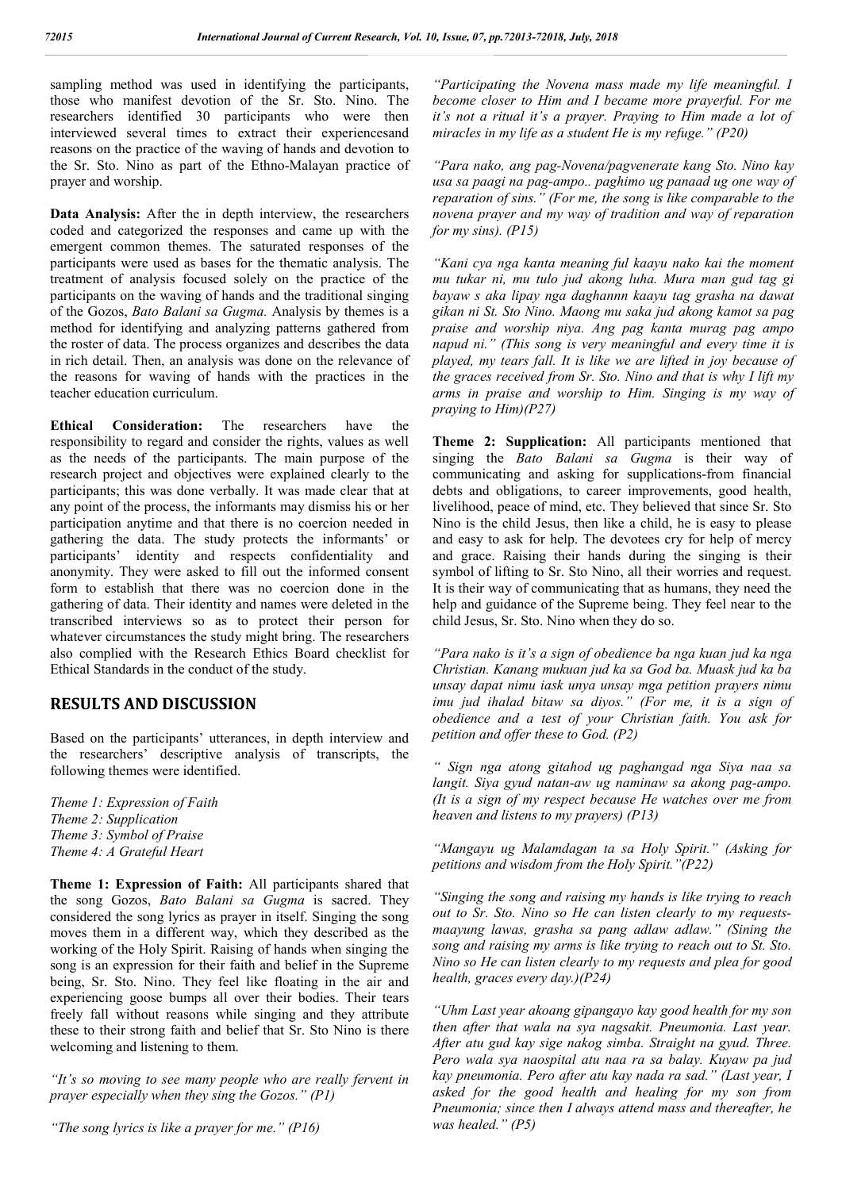sampling method was used in identifying the participants, those who manifest devotion of the Sr. Sto. Nino. The researchers identified 30 participants who were then interviewed several times to extract their experiencesand reasons on the practice of the waving of hands and devotion to the Sr. Sto. Nino as part of the Ethno-Malayan practice of prayer and worship.

**Data Analysis:** After the in depth interview, the researchers coded and categorized the responses and came up with the emergent common themes. The saturated responses of the participants were used as bases for the thematic analysis. The treatment of analysis focused solely on the practice of the participants on the waving of hands and the traditional singing of the Gozos, *Bato Balani sa Gugma.* Analysis by themes is a method for identifying and analyzing patterns gathered from the roster of data. The process organizes and describes the data in rich detail. Then, an analysis was done on the relevance of the reasons for waving of hands with the practices in the teacher education curriculum.

**Ethical Consideration:** The researchers have the responsibility to regard and consider the rights, values as well as the needs of the participants. The main purpose of the research project and objectives were explained clearly to the participants; this was done verbally. It was made clear that at any point of the process, the informants may dismiss his or her participation anytime and that there is no coercion needed in gathering the data. The study protects the informants' or participants' identity and respects confidentiality and anonymity. They were asked to fill out the informed consent form to establish that there was no coercion done in the gathering of data. Their identity and names were deleted in the transcribed interviews so as to protect their person for whatever circumstances the study might bring. The researchers also complied with the Research Ethics Board checklist for Ethical Standards in the conduct of the study.

## RESULTS AND DISCUSSION

Based on the participants' utterances, in depth interview and the researchers' descriptive analysis of transcripts, the following themes were identified.

*Theme 1: Expression of Faith*
*Theme 2: Supplication*
*Theme 3: Symbol of Praise*
*Theme 4: A Grateful Heart*

**Theme 1: Expression of Faith:** All participants shared that the song Gozos, *Bato Balani sa Gugma* is sacred. They considered the song lyrics as prayer in itself. Singing the song moves them in a different way, which they described as the working of the Holy Spirit. Raising of hands when singing the song is an expression for their faith and belief in the Supreme being, Sr. Sto. Nino. They feel like floating in the air and experiencing goose bumps all over their bodies. Their tears freely fall without reasons while singing and they attribute these to their strong faith and belief that Sr. Sto Nino is there welcoming and listening to them.

*"It's so moving to see many people who are really fervent in prayer especially when they sing the Gozos." (P1)*

*"The song lyrics is like a prayer for me." (P16)*

*"Participating the Novena mass made my life meaningful. I become closer to Him and I became more prayerful. For me it's not a ritual it's a prayer. Praying to Him made a lot of miracles in my life as a student He is my refuge." (P20)*

*"Para nako, ang pag-Novena/pagvenerate kang Sto. Nino kay usa sa paagi na pag-ampo.. paghimo ug panaad ug one way of reparation of sins." (For me, the song is like comparable to the novena prayer and my way of tradition and way of reparation for my sins). (P15)*

*"Kani cya nga kanta meaning ful kaayu nako kai the moment mu tukar ni, mu tulo jud akong luha. Mura man gud tag gi bayaw s aka lipay nga daghannn kaayu tag grasha na dawat gikan ni St. Sto Nino. Maong mu saka jud akong kamot sa pag praise and worship niya. Ang pag kanta murag pag ampo napud ni." (This song is very meaningful and every time it is played, my tears fall. It is like we are lifted in joy because of the graces received from Sr. Sto. Nino and that is why I lift my arms in praise and worship to Him. Singing is my way of praying to Him)(P27)*

**Theme 2: Supplication:** All participants mentioned that singing the *Bato Balani sa Gugma* is their way of communicating and asking for supplications-from financial debts and obligations, to career improvements, good health, livelihood, peace of mind, etc. They believed that since Sr. Sto Nino is the child Jesus, then like a child, he is easy to please and easy to ask for help. The devotees cry for help of mercy and grace. Raising their hands during the singing is their symbol of lifting to Sr. Sto Nino, all their worries and request. It is their way of communicating that as humans, they need the help and guidance of the Supreme being. They feel near to the child Jesus, Sr. Sto. Nino when they do so.

*"Para nako is it's a sign of obedience ba nga kuan jud ka nga Christian. Kanang mukuan jud ka sa God ba. Muask jud ka ba unsay dapat nimu iask unya unsay mga petition prayers nimu imu jud ihalad bitaw sa diyos." (For me, it is a sign of obedience and a test of your Christian faith. You ask for petition and offer these to God. (P2)*

*" Sign nga atong gitahod ug paghangad nga Siya naa sa langit. Siya gyud natan-aw ug naminaw sa akong pag-ampo. (It is a sign of my respect because He watches over me from heaven and listens to my prayers) (P13)*

*"Mangayu ug Malamdagan ta sa Holy Spirit." (Asking for petitions and wisdom from the Holy Spirit."(P22)*

*"Singing the song and raising my hands is like trying to reach out to Sr. Sto. Nino so He can listen clearly to my requests-maayung lawas, grasha sa pang adlaw adlaw." (Sining the song and raising my arms is like trying to reach out to St. Sto. Nino so He can listen clearly to my requests and plea for good health, graces every day.)(P24)*

*"Uhm Last year akoang gipangayo kay good health for my son then after that wala na sya nagsakit. Pneumonia. Last year. After atu gud kay sige nakog simba. Straight na gyud. Three. Pero wala sya naospital atu naa ra sa balay. Kuyaw pa jud kay pneumonia. Pero after atu kay nada ra sad." (Last year, I asked for the good health and healing for my son from Pneumonia; since then I always attend mass and thereafter, he was healed." (P5)*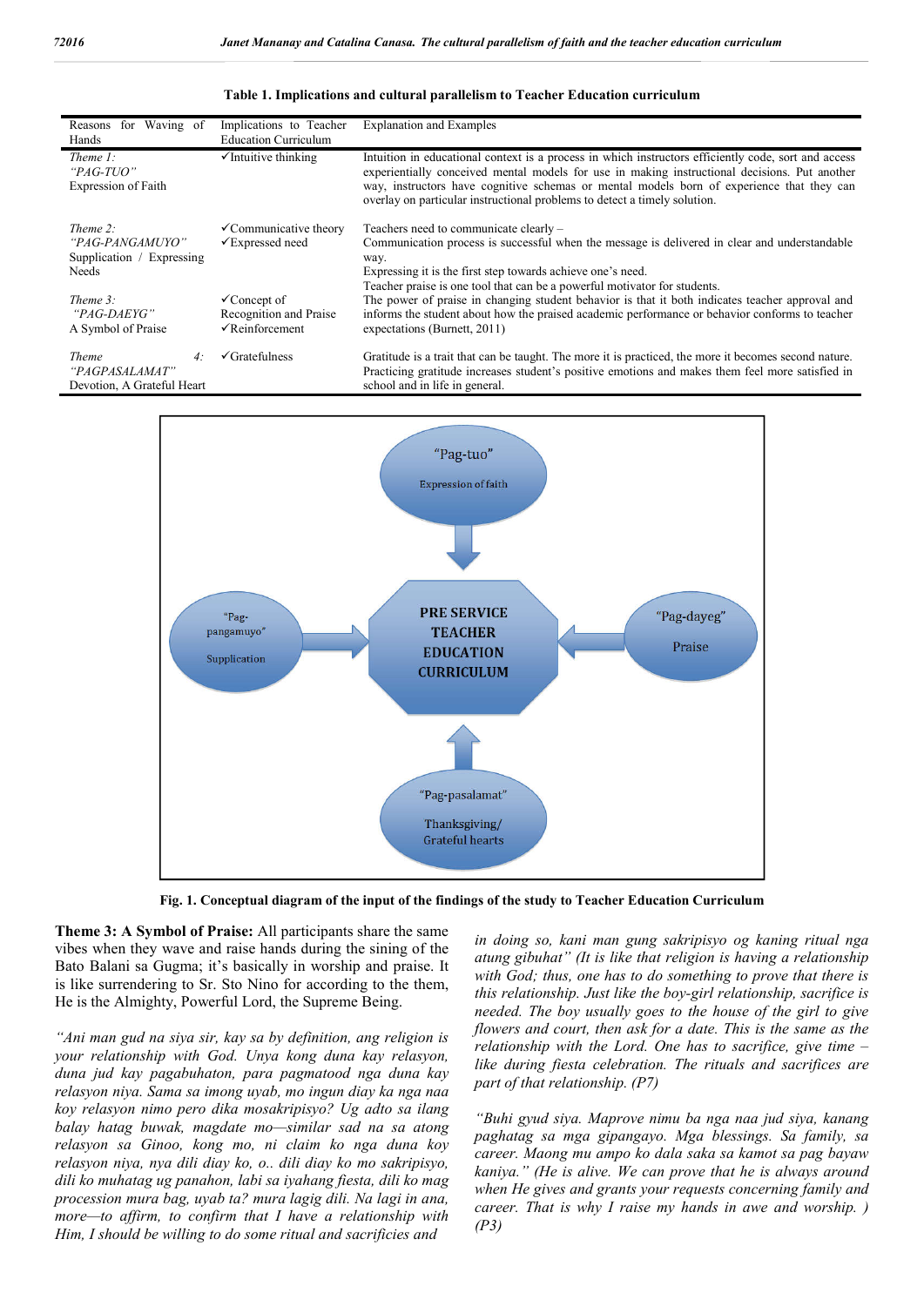**Table 1. Implications and cultural parallelism to Teacher Education curriculum**

| Reasons for Waving of Hands | Implications to Teacher Education Curriculum | Explanation and Examples |
|---|---|---|
| *Theme 1: "PAG-TUO"* Expression of Faith | ✓Intuitive thinking | Intuition in educational context is a process in which instructors efficiently code, sort and access experientially conceived mental models for use in making instructional decisions. Put another way, instructors have cognitive schemas or mental models born of experience that they can overlay on particular instructional problems to detect a timely solution. |
| *Theme 2: "PAG-PANGAMUYO"* Supplication / Expressing Needs | ✓Communicative theory ✓Expressed need | Teachers need to communicate clearly – Communication process is successful when the message is delivered in clear and understandable way. Expressing it is the first step towards achieve one's need. |
| *Theme 3: "PAG-DAEYG"* A Symbol of Praise | ✓Concept of Recognition and Praise ✓Reinforcement | Teacher praise is one tool that can be a powerful motivator for students. The power of praise in changing student behavior is that it both indicates teacher approval and informs the student about how the praised academic performance or behavior conforms to teacher expectations (Burnett, 2011) |
| *Theme 4: "PAGPASALAMAT"* Devotion, A Grateful Heart | ✓Gratefulness | Gratitude is a trait that can be taught. The more it is practiced, the more it becomes second nature. Practicing gratitude increases student's positive emotions and makes them feel more satisfied in school and in life in general. |

"Pag-tuo"
Expression of faith

"Pag-pangamuyo"
Supplication

PRE SERVICE TEACHER EDUCATION CURRICULUM

"Pag-dayeg"
Praise

"Pag-pasalamat"
Thanksgiving/ Grateful hearts

**Fig. 1. Conceptual diagram of the input of the findings of the study to Teacher Education Curriculum**

**Theme 3: A Symbol of Praise:** All participants share the same vibes when they wave and raise hands during the sining of the Bato Balani sa Gugma; it's basically in worship and praise. It is like surrendering to Sr. Sto Nino for according to the them, He is the Almighty, Powerful Lord, the Supreme Being.

*"Ani man gud na siya sir, kay sa by definition, ang religion is your relationship with God. Unya kong duna kay relasyon, duna jud kay pagabuhaton, para pagmatood nga duna kay relasyon niya. Sama sa imong uyab, mo ingun diay ka nga naa koy relasyon nimo pero dika mosakripisyo? Ug adto sa ilang balay hatag buwak, magdate mo—similar sad na sa atong relasyon sa Ginoo, kong mo, ni claim ko nga duna koy relasyon niya, nya dili diay ko, o.. dili diay ko mo sakripisyo, dili ko muhatag ug panahon, labi sa iyahang fiesta, dili ko mag procession mura bag, uyab ta? mura lagig dili. Na lagi in ana, more—to affirm, to confirm that I have a relationship with Him, I should be willing to do some ritual and sacrifices and in doing so, kani man gung sakripisyo og kaning ritual nga atung gibuhat" (It is like that religion is having a relationship with God; thus, one has to do something to prove that there is this relationship. Just like the boy-girl relationship, sacrifice is needed. The boy usually goes to the house of the girl to give flowers and court, then ask for a date. This is the same as the relationship with the Lord. One has to sacrifice, give time – like during fiesta celebration. The rituals and sacrifices are part of that relationship. (P7)*

*"Buhi gyud siya. Maprove nimu ba nga naa jud siya, kanang paghatag sa mga gipangayo. Mga blessings. Sa family, sa career. Maong mu ampo ko dala saka sa kamot sa pag bayaw kaniya." (He is alive. We can prove that he is always around when He gives and grants your requests concerning family and career. That is why I raise my hands in awe and worship. ) (P3)*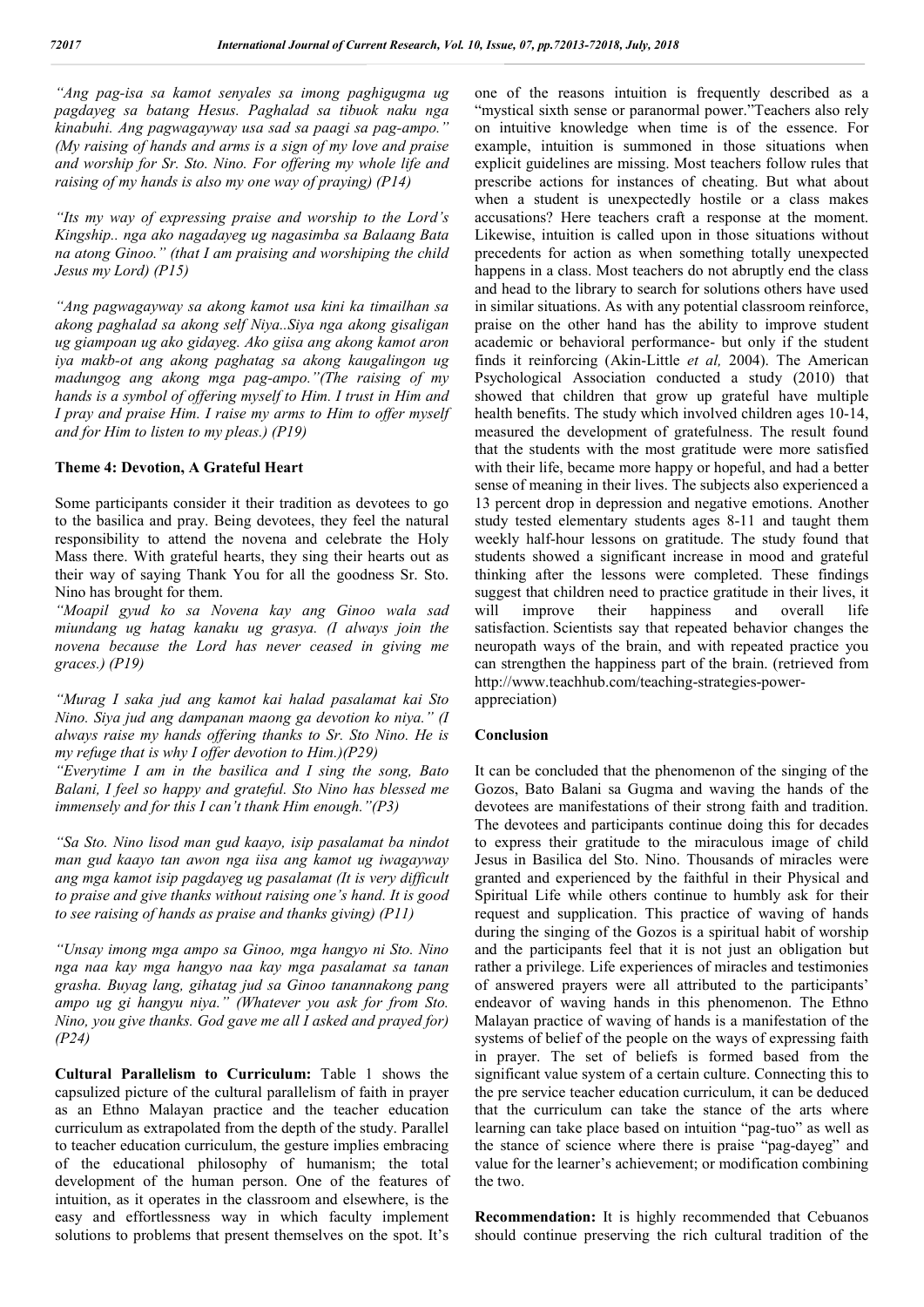*"Ang pag-isa sa kamot senyales sa imong paghigugma ug pagdayeg sa batang Hesus. Paghalad sa tibuok naku nga kinabuhi. Ang pagwagayway usa sad sa paagi sa pag-ampo." (My raising of hands and arms is a sign of my love and praise and worship for Sr. Sto. Nino. For offering my whole life and raising of my hands is also my one way of praying) (P14)*

*"Its my way of expressing praise and worship to the Lord's Kingship.. nga ako nagadayeg ug nagasimba sa Balaang Bata na atong Ginoo." (that I am praising and worshiping the child Jesus my Lord) (P15)*

*"Ang pagwagayway sa akong kamot usa kini ka timailhan sa akong paghalad sa akong self Niya..Siya nga akong gisaligan ug giampoan ug ako gidayeg. Ako giisa ang akong kamot aron iya makb-ot ang akong paghatag sa akong kaugalingon ug madungog ang akong mga pag-ampo."(The raising of my hands is a symbol of offering myself to Him. I trust in Him and I pray and praise Him. I raise my arms to Him to offer myself and for Him to listen to my pleas.) (P19)*

### Theme 4: Devotion, A Grateful Heart

Some participants consider it their tradition as devotees to go to the basilica and pray. Being devotees, they feel the natural responsibility to attend the novena and celebrate the Holy Mass there. With grateful hearts, they sing their hearts out as their way of saying Thank You for all the goodness Sr. Sto. Nino has brought for them.

*"Moapil gyud ko sa Novena kay ang Ginoo wala sad miundang ug hatag kanaku ug grasya. (I always join the novena because the Lord has never ceased in giving me graces.) (P19)*

*"Murag I saka jud ang kamot kai halad pasalamat kai Sto Nino. Siya jud ang dampanan maong ga devotion ko niya." (I always raise my hands offering thanks to Sr. Sto Nino. He is my refuge that is why I offer devotion to Him.)(P29)*

*"Everytime I am in the basilica and I sing the song, Bato Balani, I feel so happy and grateful. Sto Nino has blessed me immensely and for this I can't thank Him enough."(P3)*

*"Sa Sto. Nino lisod man gud kaayo, isip pasalamat ba nindot man gud kaayo tan awon nga iisa ang kamot ug iwagayway ang mga kamot isip pagdayeg ug pasalamat (It is very difficult to praise and give thanks without raising one's hand. It is good to see raising of hands as praise and thanks giving) (P11)*

*"Unsay imong mga ampo sa Ginoo, mga hangyo ni Sto. Nino nga naa kay mga hangyo naa kay mga pasalamat sa tanan grasha. Buyag lang, gihatag jud sa Ginoo tanannakong pang ampo ug gi hangyu niya." (Whatever you ask for from Sto. Nino, you give thanks. God gave me all I asked and prayed for) (P24)*

**Cultural Parallelism to Curriculum:** Table 1 shows the capsulized picture of the cultural parallelism of faith in prayer as an Ethno Malayan practice and the teacher education curriculum as extrapolated from the depth of the study. Parallel to teacher education curriculum, the gesture implies embracing of the educational philosophy of humanism; the total development of the human person. One of the features of intuition, as it operates in the classroom and elsewhere, is the easy and effortlessness way in which faculty implement solutions to problems that present themselves on the spot. It's one of the reasons intuition is frequently described as a "mystical sixth sense or paranormal power."Teachers also rely on intuitive knowledge when time is of the essence. For example, intuition is summoned in those situations when explicit guidelines are missing. Most teachers follow rules that prescribe actions for instances of cheating. But what about when a student is unexpectedly hostile or a class makes accusations? Here teachers craft a response at the moment. Likewise, intuition is called upon in those situations without precedents for action as when something totally unexpected happens in a class. Most teachers do not abruptly end the class and head to the library to search for solutions others have used in similar situations. As with any potential classroom reinforce, praise on the other hand has the ability to improve student academic or behavioral performance- but only if the student finds it reinforcing (Akin-Little *et al,* 2004). The American Psychological Association conducted a study (2010) that showed that children that grow up grateful have multiple health benefits. The study which involved children ages 10-14, measured the development of gratefulness. The result found that the students with the most gratitude were more satisfied with their life, became more happy or hopeful, and had a better sense of meaning in their lives. The subjects also experienced a 13 percent drop in depression and negative emotions. Another study tested elementary students ages 8-11 and taught them weekly half-hour lessons on gratitude. The study found that students showed a significant increase in mood and grateful thinking after the lessons were completed. These findings suggest that children need to practice gratitude in their lives, it will improve their happiness and overall life satisfaction. Scientists say that repeated behavior changes the neuropath ways of the brain, and with repeated practice you can strengthen the happiness part of the brain. (retrieved from http://www.teachhub.com/teaching-strategies-power-appreciation)

## Conclusion

It can be concluded that the phenomenon of the singing of the Gozos, Bato Balani sa Gugma and waving the hands of the devotees are manifestations of their strong faith and tradition. The devotees and participants continue doing this for decades to express their gratitude to the miraculous image of child Jesus in Basilica del Sto. Nino. Thousands of miracles were granted and experienced by the faithful in their Physical and Spiritual Life while others continue to humbly ask for their request and supplication. This practice of waving of hands during the singing of the Gozos is a spiritual habit of worship and the participants feel that it is not just an obligation but rather a privilege. Life experiences of miracles and testimonies of answered prayers were all attributed to the participants' endeavor of waving hands in this phenomenon. The Ethno Malayan practice of waving of hands is a manifestation of the systems of belief of the people on the ways of expressing faith in prayer. The set of beliefs is formed based from the significant value system of a certain culture. Connecting this to the pre service teacher education curriculum, it can be deduced that the curriculum can take the stance of the arts where learning can take place based on intuition "pag-tuo" as well as the stance of science where there is praise "pag-dayeg" and value for the learner's achievement; or modification combining the two.

**Recommendation:** It is highly recommended that Cebuanos should continue preserving the rich cultural tradition of the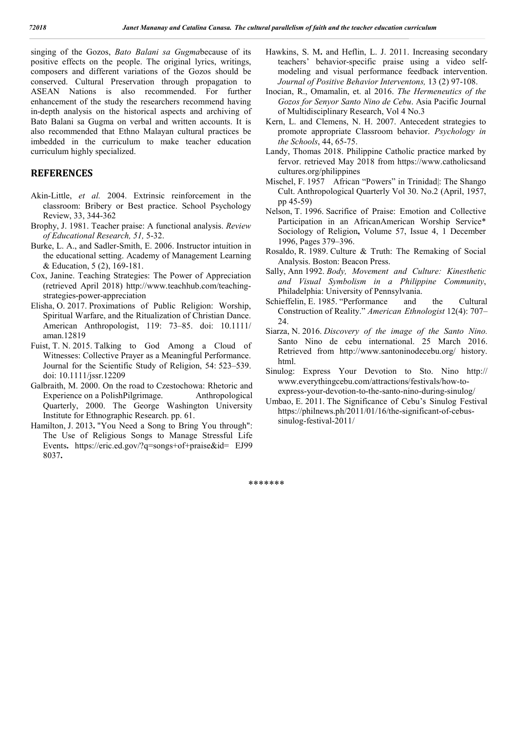singing of the Gozos, *Bato Balani sa Gugma*because of its positive effects on the people. The original lyrics, writings, composers and different variations of the Gozos should be conserved. Cultural Preservation through propagation to ASEAN Nations is also recommended. For further enhancement of the study the researchers recommend having in-depth analysis on the historical aspects and archiving of Bato Balani sa Gugma on verbal and written accounts. It is also recommended that Ethno Malayan cultural practices be imbedded in the curriculum to make teacher education curriculum highly specialized.

## REFERENCES

Akin-Little, *et al.* 2004. Extrinsic reinforcement in the classroom: Bribery or Best practice. School Psychology Review, 33, 344-362

Brophy, J. 1981. Teacher praise: A functional analysis. *Review of Educational Research, 51,* 5-32.

Burke, L. A., and Sadler-Smith, E. 2006. Instructor intuition in the educational setting. Academy of Management Learning & Education, 5 (2), 169-181.

Cox, Janine. Teaching Strategies: The Power of Appreciation (retrieved April 2018) http://www.teachhub.com/teaching-strategies-power-appreciation

Elisha, O. 2017. Proximations of Public Religion: Worship, Spiritual Warfare, and the Ritualization of Christian Dance. American Anthropologist, 119: 73–85. doi: 10.1111/ aman.12819

Fuist, T. N. 2015. Talking to God Among a Cloud of Witnesses: Collective Prayer as a Meaningful Performance. Journal for the Scientific Study of Religion, 54: 523–539. doi: 10.1111/jssr.12209

Galbraith, M. 2000. On the road to Czestochowa: Rhetoric and Experience on a PolishPilgrimage. Anthropological Quarterly, 2000. The George Washington University Institute for Ethnographic Research. pp. 61.

Hamilton, J. 2013**.** "You Need a Song to Bring You through": The Use of Religious Songs to Manage Stressful Life Events**.** https://eric.ed.gov/?q=songs+of+praise&id= EJ99 8037**.**

Hawkins, S. M**.** and Heflin, L. J. 2011. Increasing secondary teachers' behavior-specific praise using a video self-modeling and visual performance feedback intervention. *Journal of Positive Behavior Interventons,* 13 (2) 97-108.

Inocian, R., Omamalin, et. al 2016. *The Hermeneutics of the Gozos for Senyor Santo Nino de Cebu*. Asia Pacific Journal of Multidisciplinary Research, Vol 4 No.3

Kern, L. and Clemens, N. H. 2007. Antecedent strategies to promote appropriate Classroom behavior. *Psychology in the Schools*, 44, 65-75.

Landy, Thomas 2018. Philippine Catholic practice marked by fervor. retrieved May 2018 from https://www.catholicsandcultures.org/philippines

Mischel, F. 1957 African "Powers" in Trinidad|: The Shango Cult. Anthropological Quarterly Vol 30. No.2 (April, 1957, pp 45-59)

Nelson, T. 1996. Sacrifice of Praise: Emotion and Collective Participation in an AfricanAmerican Worship Service* Sociology of Religion**,** Volume 57, Issue 4, 1 December 1996, Pages 379–396.

Rosaldo, R. 1989. Culture & Truth: The Remaking of Social Analysis. Boston: Beacon Press.

Sally, Ann 1992. *Body, Movement and Culture: Kinesthetic and Visual Symbolism in a Philippine Community*, Philadelphia: University of Pennsylvania.

Schieffelin, E. 1985. "Performance and the Cultural Construction of Reality." *American Ethnologist* 12(4): 707–24.

Siarza, N. 2016. *Discovery of the image of the Santo Nino.* Santo Nino de cebu international. 25 March 2016. Retrieved from http://www.santoninodecebu.org/ history.html.

Sinulog: Express Your Devotion to Sto. Nino http:// www.everythingcebu.com/attractions/festivals/how-to-express-your-devotion-to-the-santo-nino-during-sinulog/

Umbao, E. 2011. The Significance of Cebu's Sinulog Festival https://philnews.ph/2011/01/16/the-significant-of-cebus-sinulog-festival-2011/

\*\*\*\*\*\*\*